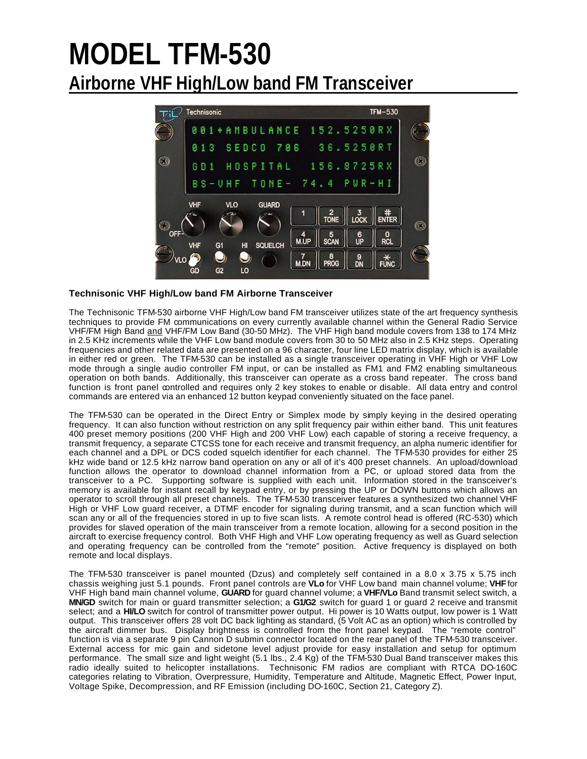# MODEL TFM-530

## Airborne VHF High/Low band FM Transceiver

**Technisonic VHF High/Low band FM Airborne Transceiver**

The Technisonic TFM-530 airborne VHF High/Low band FM transceiver utilizes state of the art frequency synthesis techniques to provide FM communications on every currently available channel within the General Radio Service VHF/FM High Band and VHF/FM Low Band (30-50 MHz). The VHF High band module covers from 138 to 174 MHz in 2.5 KHz increments while the VHF Low band module covers from 30 to 50 MHz also in 2.5 KHz steps. Operating frequencies and other related data are presented on a 96 character, four line LED matrix display, which is available in either red or green. The TFM-530 can be installed as a single transceiver operating in VHF High or VHF Low mode through a single audio controller FM input, or can be installed as FM1 and FM2 enabling simultaneous operation on both bands. Additionally, this transceiver can operate as a cross band repeater. The cross band function is front panel controlled and requires only 2 key stokes to enable or disable. All data entry and control commands are entered via an enhanced 12 button keypad conveniently situated on the face panel.

The TFM-530 can be operated in the Direct Entry or Simplex mode by simply keying in the desired operating frequency. It can also function without restriction on any split frequency pair within either band. This unit features 400 preset memory positions (200 VHF High and 200 VHF Low) each capable of storing a receive frequency, a transmit frequency, a separate CTCSS tone for each receive and transmit frequency, an alpha numeric identifier for each channel and a DPL or DCS coded squelch identifier for each channel. The TFM-530 provides for either 25 kHz wide band or 12.5 kHz narrow band operation on any or all of it's 400 preset channels. An upload/download function allows the operator to download channel information from a PC, or upload stored data from the transceiver to a PC. Supporting software is supplied with each unit. Information stored in the transceiver's memory is available for instant recall by keypad entry, or by pressing the UP or DOWN buttons which allows an operator to scroll through all preset channels. The TFM-530 transceiver features a synthesized two channel VHF High or VHF Low guard receiver, a DTMF encoder for signaling during transmit, and a scan function which will scan any or all of the frequencies stored in up to five scan lists. A remote control head is offered (RC-530) which provides for slaved operation of the main transceiver from a remote location, allowing for a second position in the aircraft to exercise frequency control. Both VHF High and VHF Low operating frequency as well as Guard selection and operating frequency can be controlled from the "remote" position. Active frequency is displayed on both remote and local displays.

The TFM-530 transceiver is panel mounted (Dzus) and completely self contained in a 8.0 x 3.75 x 5.75 inch chassis weighing just 5.1 pounds. Front panel controls are **VLo** for VHF Low band main channel volume; **VHF** for VHF High band main channel volume, **GUARD** for guard channel volume; a **VHF/VLo** Band transmit select switch, a **MN/GD** switch for main or guard transmitter selection; a **G1/G2** switch for guard 1 or guard 2 receive and transmit select; and a **HI/LO** switch for control of transmitter power output. Hi power is 10 Watts output, low power is 1 Watt output. This transceiver offers 28 volt DC back lighting as standard, (5 Volt AC as an option) which is controlled by the aircraft dimmer bus. Display brightness is controlled from the front panel keypad. The "remote control" function is via a separate 9 pin Cannon D subminiature connector located on the rear panel of the TFM-530 transceiver. External access for mic gain and sidetone level adjust provide for easy installation and setup for optimum performance. The small size and light weight (5.1 lbs., 2.4 Kg) of the TFM-530 Dual Band transceiver makes this radio ideally suited to helicopter installations. Technisonic FM radios are compliant with RTCA DO-160C categories relating to Vibration, Overpressure, Humidity, Temperature and Altitude, Magnetic Effect, Power Input, Voltage Spike, Decompression, and RF Emission (including DO-160C, Section 21, Category Z).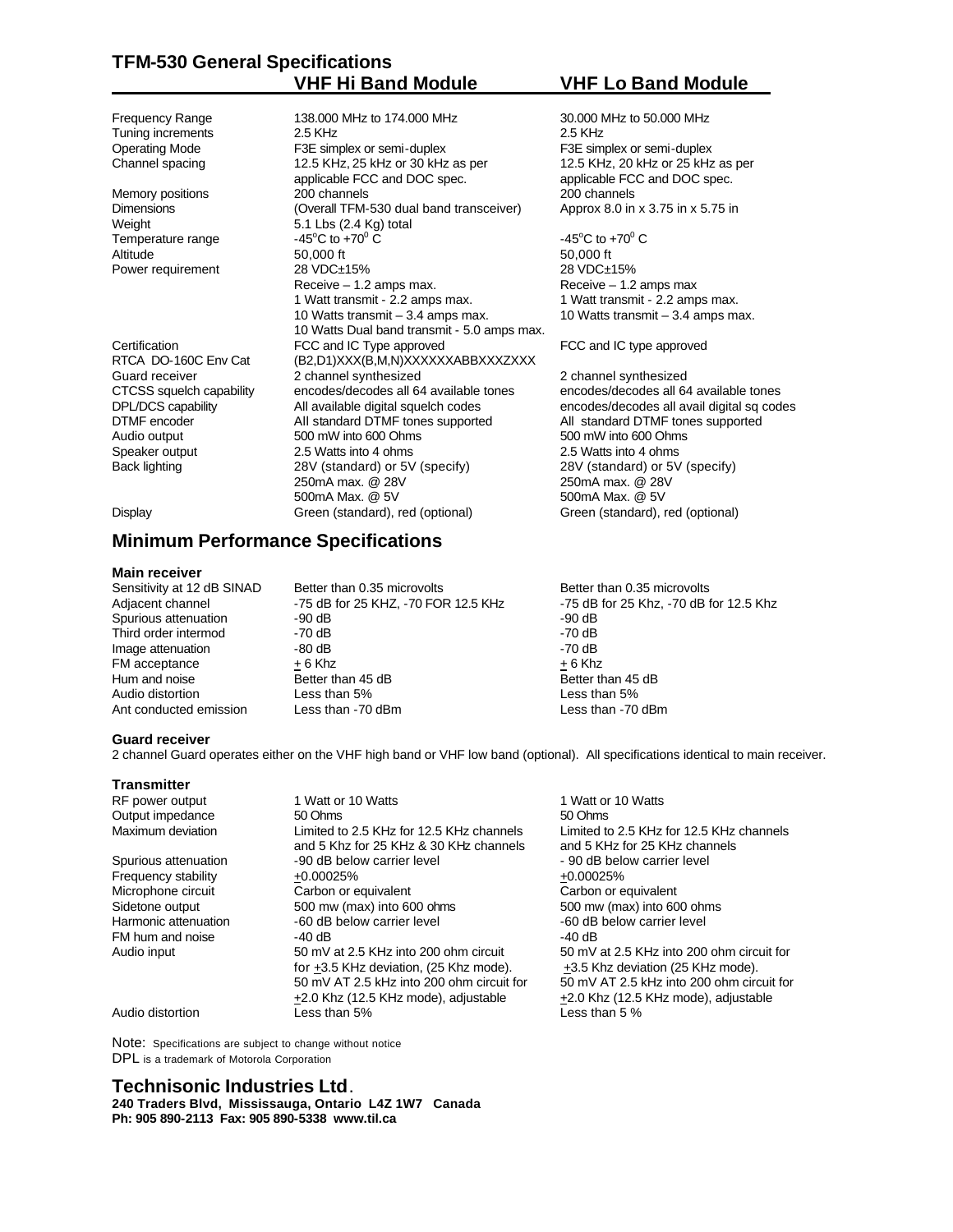# TFM-530 General Specifications

| | VHF Hi Band Module | VHF Lo Band Module |
|---|---|---|
| Frequency Range | 138.000 MHz to 174.000 MHz | 30.000 MHz to 50.000 MHz |
| Tuning increments | 2.5 KHz | 2.5 KHz |
| Operating Mode | F3E simplex or semi-duplex | F3E simplex or semi-duplex |
| Channel spacing | 12.5 KHz, 25 kHz or 30 kHz as per applicable FCC and DOC spec. | 12.5 KHz, 20 kHz or 25 kHz as per applicable FCC and DOC spec. |
| Memory positions | 200 channels | 200 channels |
| Dimensions | (Overall TFM-530 dual band transceiver) | Approx 8.0 in x 3.75 in x 5.75 in |
| Weight | 5.1 Lbs (2.4 Kg) total | |
| Temperature range | -45$^{o}$C to +70$^{0}$ C | -45$^{o}$C to +70$^{0}$ C |
| Altitude | 50,000 ft | 50,000 ft |
| Power requirement | 28 VDC±15%<br>Receive – 1.2 amps max.<br>1 Watt transmit - 2.2 amps max.<br>10 Watts transmit – 3.4 amps max.<br>10 Watts Dual band transmit - 5.0 amps max. | 28 VDC±15%<br>Receive – 1.2 amps max<br>1 Watt transmit - 2.2 amps max.<br>10 Watts transmit – 3.4 amps max. |
| Certification | FCC and IC Type approved | FCC and IC type approved |
| RTCA DO-160C Env Cat | (B2,D1)XXX(B,M,N)XXXXXXABBXXXZXXX | |
| Guard receiver | 2 channel synthesized | 2 channel synthesized |
| CTCSS squelch capability | encodes/decodes all 64 available tones | encodes/decodes all 64 available tones |
| DPL/DCS capability | All available digital squelch codes | encodes/decodes all avail digital sq codes |
| DTMF encoder | All standard DTMF tones supported | All standard DTMF tones supported |
| Audio output | 500 mW into 600 Ohms | 500 mW into 600 Ohms |
| Speaker output | 2.5 Watts into 4 ohms | 2.5 Watts into 4 ohms |
| Back lighting | 28V (standard) or 5V (specify)<br>250mA max. @ 28V<br>500mA Max. @ 5V | 28V (standard) or 5V (specify)<br>250mA max. @ 28V<br>500mA Max. @ 5V |
| Display | Green (standard), red (optional) | Green (standard), red (optional) |

## Minimum Performance Specifications

### Main receiver

| | | |
|---|---|---|
| Sensitivity at 12 dB SINAD | Better than 0.35 microvolts | Better than 0.35 microvolts |
| Adjacent channel | -75 dB for 25 KHZ, -70 FOR 12.5 KHz | -75 dB for 25 Khz, -70 dB for 12.5 Khz |
| Spurious attenuation | -90 dB | -90 dB |
| Third order intermod | -70 dB | -70 dB |
| Image attenuation | -80 dB | -70 dB |
| FM acceptance | ± 6 Khz | ± 6 Khz |
| Hum and noise | Better than 45 dB | Better than 45 dB |
| Audio distortion | Less than 5% | Less than 5% |
| Ant conducted emission | Less than -70 dBm | Less than -70 dBm |

### Guard receiver

2 channel Guard operates either on the VHF high band or VHF low band (optional). All specifications identical to main receiver.

### Transmitter

| | | |
|---|---|---|
| RF power output | 1 Watt or 10 Watts | 1 Watt or 10 Watts |
| Output impedance | 50 Ohms | 50 Ohms |
| Maximum deviation | Limited to 2.5 KHz for 12.5 KHz channels and 5 Khz for 25 KHz & 30 KHz channels | Limited to 2.5 KHz for 12.5 KHz channels and 5 KHz for 25 KHz channels |
| Spurious attenuation | -90 dB below carrier level | - 90 dB below carrier level |
| Frequency stability | ±0.00025% | ±0.00025% |
| Microphone circuit | Carbon or equivalent | Carbon or equivalent |
| Sidetone output | 500 mw (max) into 600 ohms | 500 mw (max) into 600 ohms |
| Harmonic attenuation | -60 dB below carrier level | -60 dB below carrier level |
| FM hum and noise | -40 dB | -40 dB |
| Audio input | 50 mV at 2.5 KHz into 200 ohm circuit for ±3.5 KHz deviation, (25 Khz mode). 50 mV AT 2.5 kHz into 200 ohm circuit for ±2.0 Khz (12.5 KHz mode), adjustable | 50 mV at 2.5 KHz into 200 ohm circuit for ±3.5 Khz deviation (25 KHz mode). 50 mV AT 2.5 kHz into 200 ohm circuit for ±2.0 Khz (12.5 KHz mode), adjustable |
| Audio distortion | Less than 5% | Less than 5 % |

Note: Specifications are subject to change without notice
DPL is a trademark of Motorola Corporation

## Technisonic Industries Ltd.

**240 Traders Blvd, Mississauga, Ontario L4Z 1W7 Canada**
**Ph: 905 890-2113 Fax: 905 890-5338 www.til.ca**